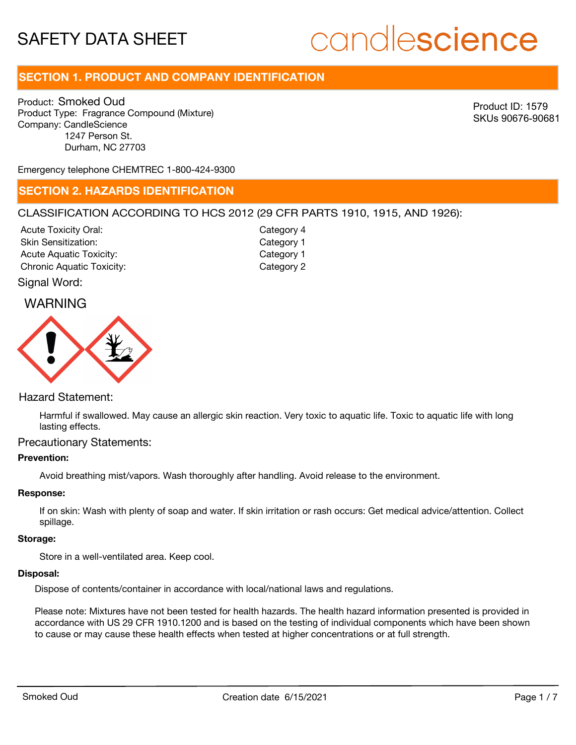# SAFETY DATA SHEET

candlescience

## SECTION 1. PRODUCT AND COMPANY IDENTIFICATION

Product: Smoked Oud
Product Type: Fragrance Compound (Mixture)
Company: CandleScience
1247 Person St.
Durham, NC 27703

Product ID: 1579
SKUs 90676-90681

Emergency telephone CHEMTREC 1-800-424-9300

## SECTION 2. HAZARDS IDENTIFICATION

CLASSIFICATION ACCORDING TO HCS 2012 (29 CFR PARTS 1910, 1915, AND 1926):

| | |
|---|---|
| Acute Toxicity Oral: | Category 4 |
| Skin Sensitization: | Category 1 |
| Acute Aquatic Toxicity: | Category 1 |
| Chronic Aquatic Toxicity: | Category 2 |

Signal Word:

WARNING

Hazard Statement:

Harmful if swallowed. May cause an allergic skin reaction. Very toxic to aquatic life. Toxic to aquatic life with long lasting effects.

Precautionary Statements:

**Prevention:**

Avoid breathing mist/vapors. Wash thoroughly after handling. Avoid release to the environment.

**Response:**

If on skin: Wash with plenty of soap and water. If skin irritation or rash occurs: Get medical advice/attention. Collect spillage.

**Storage:**

Store in a well-ventilated area. Keep cool.

**Disposal:**

Dispose of contents/container in accordance with local/national laws and regulations.

Please note: Mixtures have not been tested for health hazards. The health hazard information presented is provided in accordance with US 29 CFR 1910.1200 and is based on the testing of individual components which have been shown to cause or may cause these health effects when tested at higher concentrations or at full strength.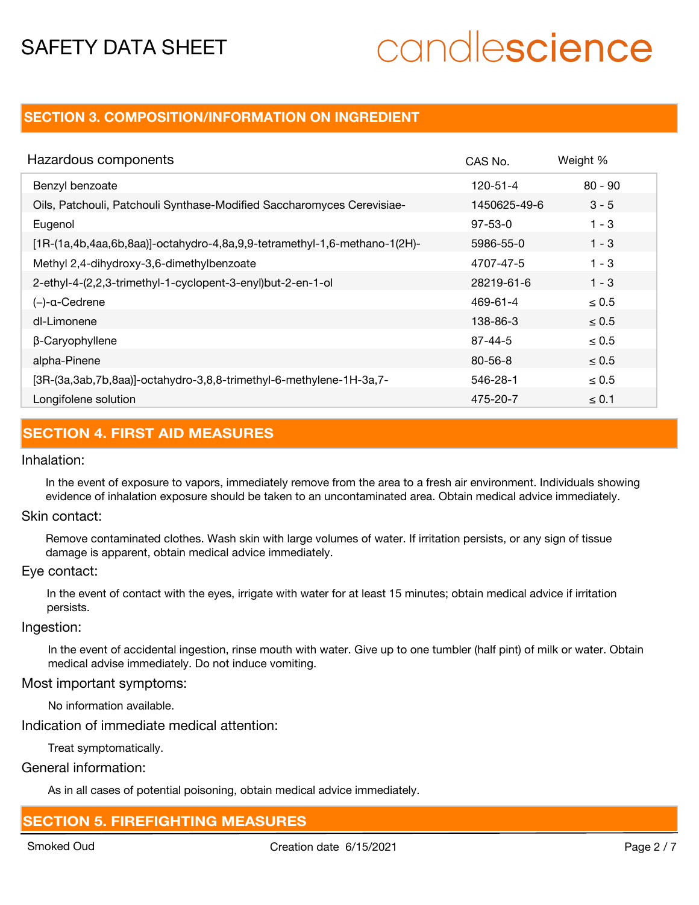## SECTION 3. COMPOSITION/INFORMATION ON INGREDIENT

| Hazardous components | CAS No. | Weight % |
|---|---|---|
| Benzyl benzoate | 120-51-4 | 80 - 90 |
| Oils, Patchouli, Patchouli Synthase-Modified Saccharomyces Cerevisiae- | 1450625-49-6 | 3 - 5 |
| Eugenol | 97-53-0 | 1 - 3 |
| [1R-(1a,4b,4aa,6b,8aa)]-octahydro-4,8a,9,9-tetramethyl-1,6-methano-1(2H)- | 5986-55-0 | 1 - 3 |
| Methyl 2,4-dihydroxy-3,6-dimethylbenzoate | 4707-47-5 | 1 - 3 |
| 2-ethyl-4-(2,2,3-trimethyl-1-cyclopent-3-enyl)but-2-en-1-ol | 28219-61-6 | 1 - 3 |
| (–)-α-Cedrene | 469-61-4 | ≤ 0.5 |
| dl-Limonene | 138-86-3 | ≤ 0.5 |
| β-Caryophyllene | 87-44-5 | ≤ 0.5 |
| alpha-Pinene | 80-56-8 | ≤ 0.5 |
| [3R-(3a,3ab,7b,8aa)]-octahydro-3,8,8-trimethyl-6-methylene-1H-3a,7- | 546-28-1 | ≤ 0.5 |
| Longifolene solution | 475-20-7 | ≤ 0.1 |

## SECTION 4. FIRST AID MEASURES

### Inhalation:

In the event of exposure to vapors, immediately remove from the area to a fresh air environment. Individuals showing evidence of inhalation exposure should be taken to an uncontaminated area. Obtain medical advice immediately.

### Skin contact:

Remove contaminated clothes. Wash skin with large volumes of water. If irritation persists, or any sign of tissue damage is apparent, obtain medical advice immediately.

### Eye contact:

In the event of contact with the eyes, irrigate with water for at least 15 minutes; obtain medical advice if irritation persists.

### Ingestion:

In the event of accidental ingestion, rinse mouth with water. Give up to one tumbler (half pint) of milk or water. Obtain medical advise immediately. Do not induce vomiting.

### Most important symptoms:

No information available.

### Indication of immediate medical attention:

Treat symptomatically.

### General information:

As in all cases of potential poisoning, obtain medical advice immediately.

## SECTION 5. FIREFIGHTING MEASURES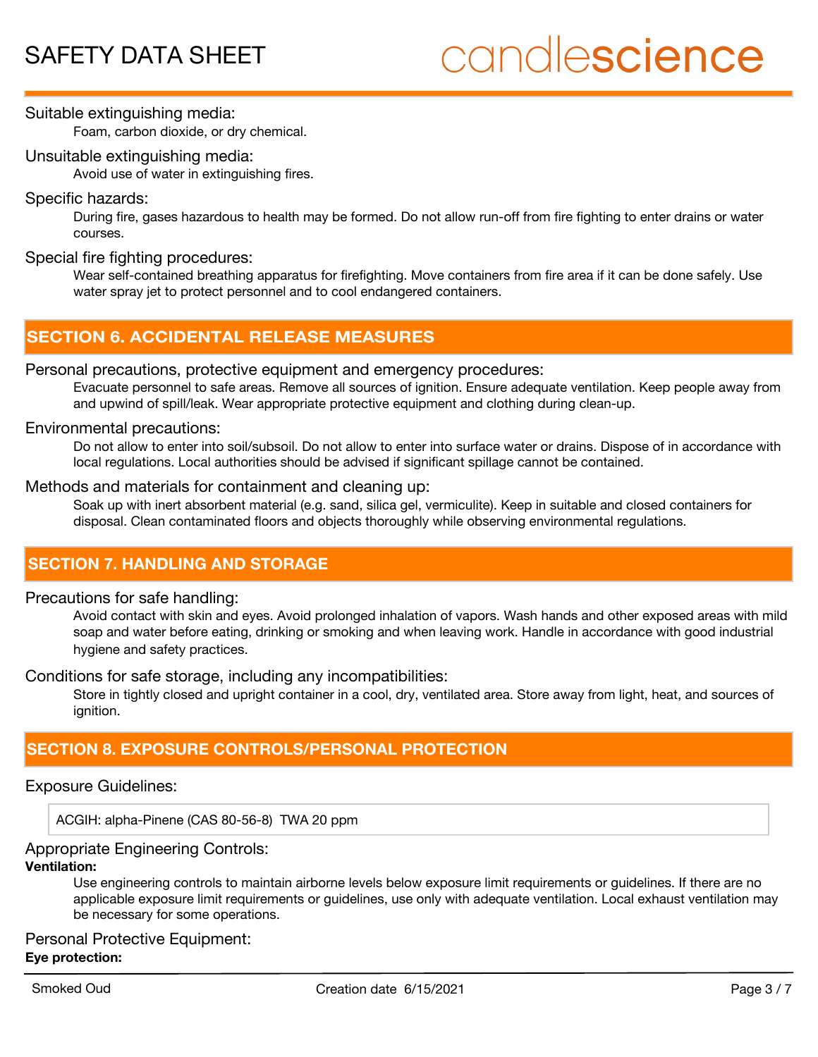Suitable extinguishing media:

Foam, carbon dioxide, or dry chemical.

Unsuitable extinguishing media:

Avoid use of water in extinguishing fires.

Specific hazards:

During fire, gases hazardous to health may be formed. Do not allow run-off from fire fighting to enter drains or water courses.

Special fire fighting procedures:

Wear self-contained breathing apparatus for firefighting. Move containers from fire area if it can be done safely. Use water spray jet to protect personnel and to cool endangered containers.

## SECTION 6. ACCIDENTAL RELEASE MEASURES

Personal precautions, protective equipment and emergency procedures:

Evacuate personnel to safe areas. Remove all sources of ignition. Ensure adequate ventilation. Keep people away from and upwind of spill/leak. Wear appropriate protective equipment and clothing during clean-up.

Environmental precautions:

Do not allow to enter into soil/subsoil. Do not allow to enter into surface water or drains. Dispose of in accordance with local regulations. Local authorities should be advised if significant spillage cannot be contained.

Methods and materials for containment and cleaning up:

Soak up with inert absorbent material (e.g. sand, silica gel, vermiculite). Keep in suitable and closed containers for disposal. Clean contaminated floors and objects thoroughly while observing environmental regulations.

## SECTION 7. HANDLING AND STORAGE

Precautions for safe handling:

Avoid contact with skin and eyes. Avoid prolonged inhalation of vapors. Wash hands and other exposed areas with mild soap and water before eating, drinking or smoking and when leaving work. Handle in accordance with good industrial hygiene and safety practices.

Conditions for safe storage, including any incompatibilities:

Store in tightly closed and upright container in a cool, dry, ventilated area. Store away from light, heat, and sources of ignition.

## SECTION 8. EXPOSURE CONTROLS/PERSONAL PROTECTION

Exposure Guidelines:

| ACGIH: alpha-Pinene (CAS 80-56-8) TWA 20 ppm |
|---|

Appropriate Engineering Controls:

**Ventilation:**

Use engineering controls to maintain airborne levels below exposure limit requirements or guidelines. If there are no applicable exposure limit requirements or guidelines, use only with adequate ventilation. Local exhaust ventilation may be necessary for some operations.

Personal Protective Equipment:

**Eye protection:**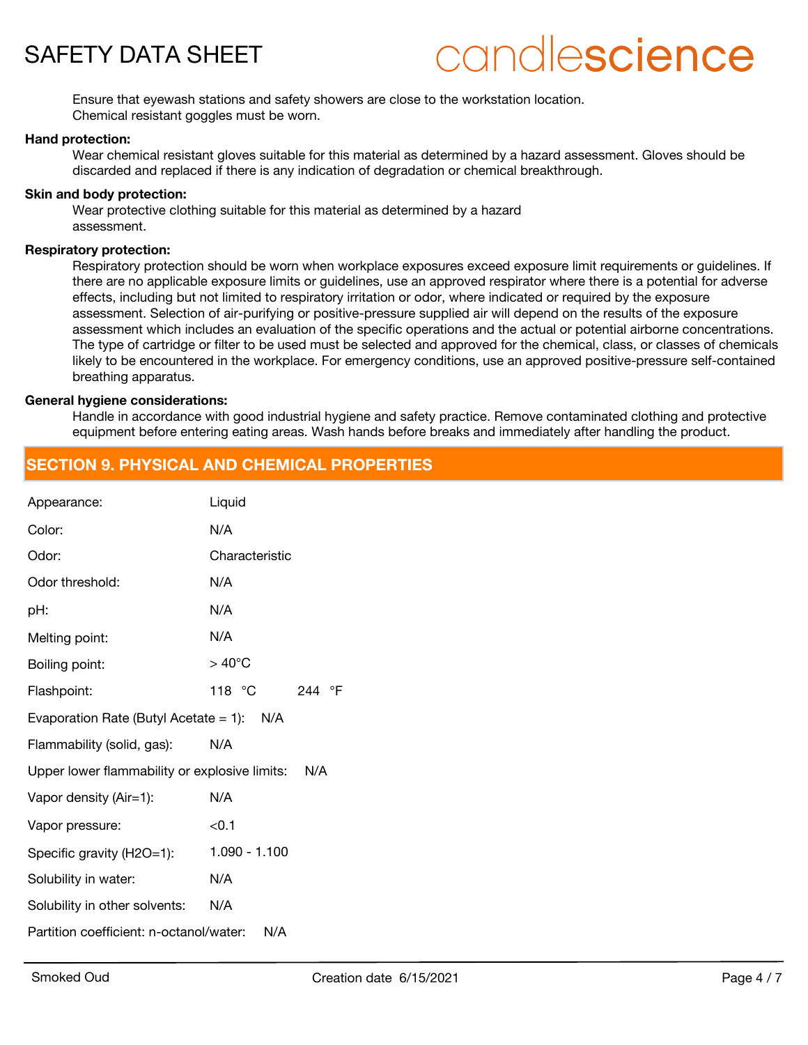Ensure that eyewash stations and safety showers are close to the workstation location.
Chemical resistant goggles must be worn.

**Hand protection:**

Wear chemical resistant gloves suitable for this material as determined by a hazard assessment. Gloves should be discarded and replaced if there is any indication of degradation or chemical breakthrough.

**Skin and body protection:**

Wear protective clothing suitable for this material as determined by a hazard assessment.

**Respiratory protection:**

Respiratory protection should be worn when workplace exposures exceed exposure limit requirements or guidelines. If there are no applicable exposure limits or guidelines, use an approved respirator where there is a potential for adverse effects, including but not limited to respiratory irritation or odor, where indicated or required by the exposure assessment. Selection of air-purifying or positive-pressure supplied air will depend on the results of the exposure assessment which includes an evaluation of the specific operations and the actual or potential airborne concentrations. The type of cartridge or filter to be used must be selected and approved for the chemical, class, or classes of chemicals likely to be encountered in the workplace. For emergency conditions, use an approved positive-pressure self-contained breathing apparatus.

**General hygiene considerations:**

Handle in accordance with good industrial hygiene and safety practice. Remove contaminated clothing and protective equipment before entering eating areas. Wash hands before breaks and immediately after handling the product.

## SECTION 9. PHYSICAL AND CHEMICAL PROPERTIES

Appearance: Liquid

Color: N/A

Odor: Characteristic

Odor threshold: N/A

pH: N/A

Melting point: N/A

Boiling point: > 40°C

Flashpoint: 118 °C 244 °F

Evaporation Rate (Butyl Acetate = 1): N/A

Flammability (solid, gas): N/A

Upper lower flammability or explosive limits: N/A

Vapor density (Air=1): N/A

Vapor pressure: <0.1

Specific gravity ($H_2O$=1): 1.090 - 1.100

Solubility in water: N/A

Solubility in other solvents: N/A

Partition coefficient: n-octanol/water: N/A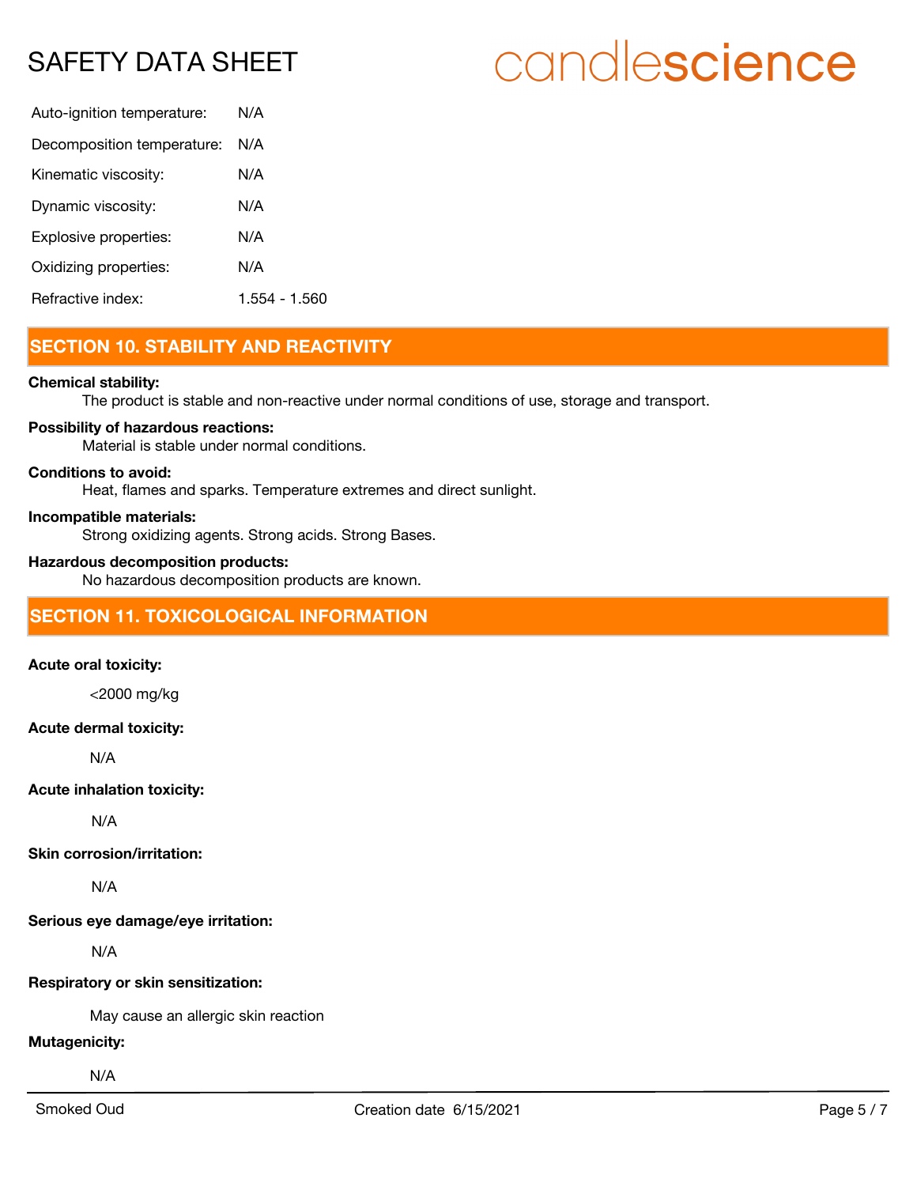| | |
|---|---|
| Auto-ignition temperature: | N/A |
| Decomposition temperature: | N/A |
| Kinematic viscosity: | N/A |
| Dynamic viscosity: | N/A |
| Explosive properties: | N/A |
| Oxidizing properties: | N/A |
| Refractive index: | 1.554 - 1.560 |

## SECTION 10. STABILITY AND REACTIVITY

**Chemical stability:**

The product is stable and non-reactive under normal conditions of use, storage and transport.

**Possibility of hazardous reactions:**

Material is stable under normal conditions.

**Conditions to avoid:**

Heat, flames and sparks. Temperature extremes and direct sunlight.

**Incompatible materials:**

Strong oxidizing agents. Strong acids. Strong Bases.

**Hazardous decomposition products:**

No hazardous decomposition products are known.

## SECTION 11. TOXICOLOGICAL INFORMATION

**Acute oral toxicity:**

<2000 mg/kg

**Acute dermal toxicity:**

N/A

**Acute inhalation toxicity:**

N/A

**Skin corrosion/irritation:**

N/A

**Serious eye damage/eye irritation:**

N/A

**Respiratory or skin sensitization:**

May cause an allergic skin reaction

**Mutagenicity:**

N/A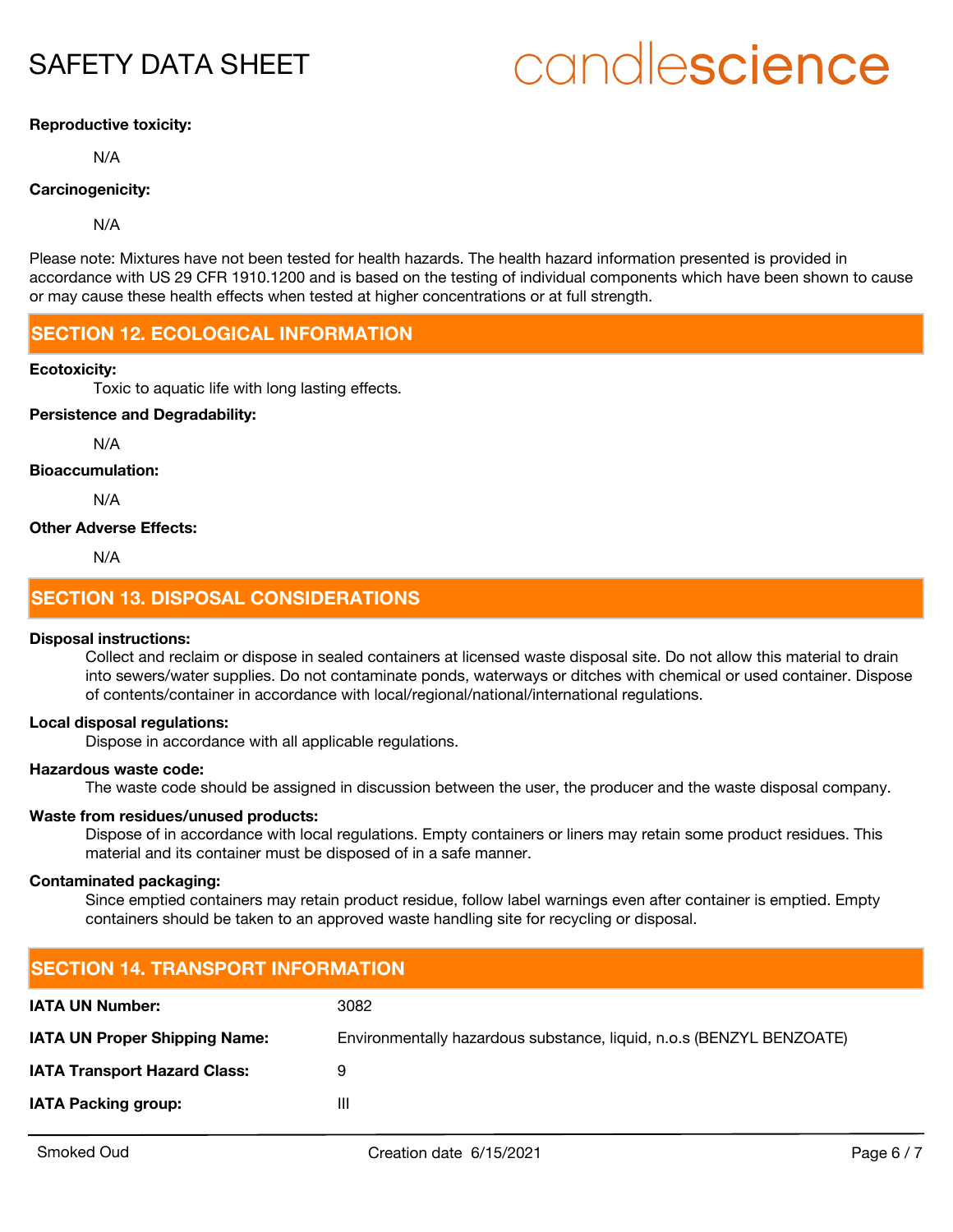**Reproductive toxicity:**

N/A

**Carcinogenicity:**

N/A

Please note: Mixtures have not been tested for health hazards. The health hazard information presented is provided in accordance with US 29 CFR 1910.1200 and is based on the testing of individual components which have been shown to cause or may cause these health effects when tested at higher concentrations or at full strength.

## SECTION 12. ECOLOGICAL INFORMATION

**Ecotoxicity:**

Toxic to aquatic life with long lasting effects.

**Persistence and Degradability:**

N/A

**Bioaccumulation:**

N/A

**Other Adverse Effects:**

N/A

## SECTION 13. DISPOSAL CONSIDERATIONS

**Disposal instructions:**

Collect and reclaim or dispose in sealed containers at licensed waste disposal site. Do not allow this material to drain into sewers/water supplies. Do not contaminate ponds, waterways or ditches with chemical or used container. Dispose of contents/container in accordance with local/regional/national/international regulations.

**Local disposal regulations:**

Dispose in accordance with all applicable regulations.

**Hazardous waste code:**

The waste code should be assigned in discussion between the user, the producer and the waste disposal company.

**Waste from residues/unused products:**

Dispose of in accordance with local regulations. Empty containers or liners may retain some product residues. This material and its container must be disposed of in a safe manner.

**Contaminated packaging:**

Since emptied containers may retain product residue, follow label warnings even after container is emptied. Empty containers should be taken to an approved waste handling site for recycling or disposal.

## SECTION 14. TRANSPORT INFORMATION

| | |
|---|---|
| **IATA UN Number:** | 3082 |
| **IATA UN Proper Shipping Name:** | Environmentally hazardous substance, liquid, n.o.s (BENZYL BENZOATE) |
| **IATA Transport Hazard Class:** | 9 |
| **IATA Packing group:** | III |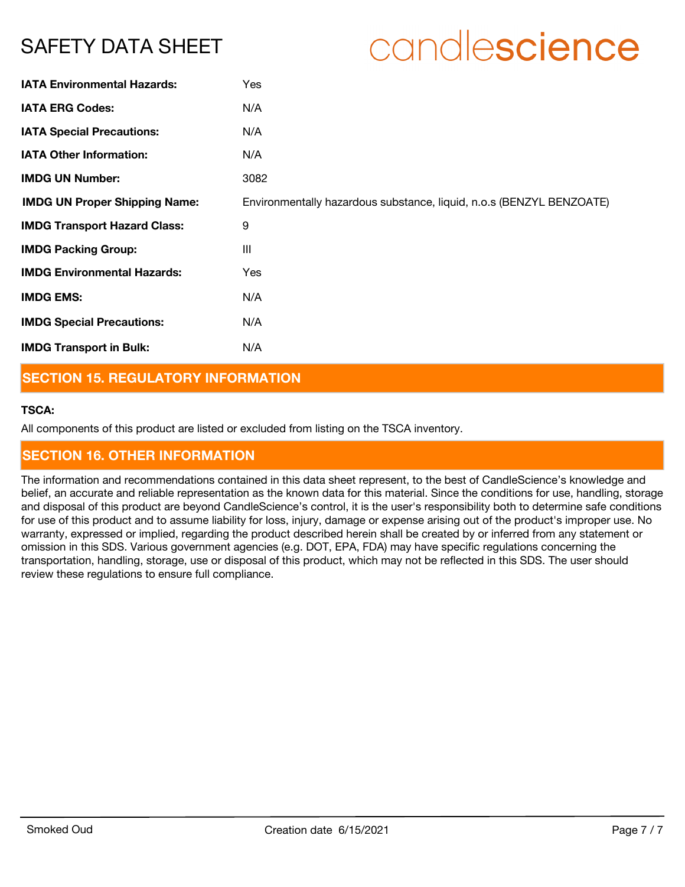| | |
|---|---|
| **IATA Environmental Hazards:** | Yes |
| **IATA ERG Codes:** | N/A |
| **IATA Special Precautions:** | N/A |
| **IATA Other Information:** | N/A |
| **IMDG UN Number:** | 3082 |
| **IMDG UN Proper Shipping Name:** | Environmentally hazardous substance, liquid, n.o.s (BENZYL BENZOATE) |
| **IMDG Transport Hazard Class:** | 9 |
| **IMDG Packing Group:** | III |
| **IMDG Environmental Hazards:** | Yes |
| **IMDG EMS:** | N/A |
| **IMDG Special Precautions:** | N/A |
| **IMDG Transport in Bulk:** | N/A |

## SECTION 15. REGULATORY INFORMATION

**TSCA:**

All components of this product are listed or excluded from listing on the TSCA inventory.

## SECTION 16. OTHER INFORMATION

The information and recommendations contained in this data sheet represent, to the best of CandleScience's knowledge and belief, an accurate and reliable representation as the known data for this material. Since the conditions for use, handling, storage and disposal of this product are beyond CandleScience's control, it is the user's responsibility both to determine safe conditions for use of this product and to assume liability for loss, injury, damage or expense arising out of the product's improper use. No warranty, expressed or implied, regarding the product described herein shall be created by or inferred from any statement or omission in this SDS. Various government agencies (e.g. DOT, EPA, FDA) may have specific regulations concerning the transportation, handling, storage, use or disposal of this product, which may not be reflected in this SDS. The user should review these regulations to ensure full compliance.